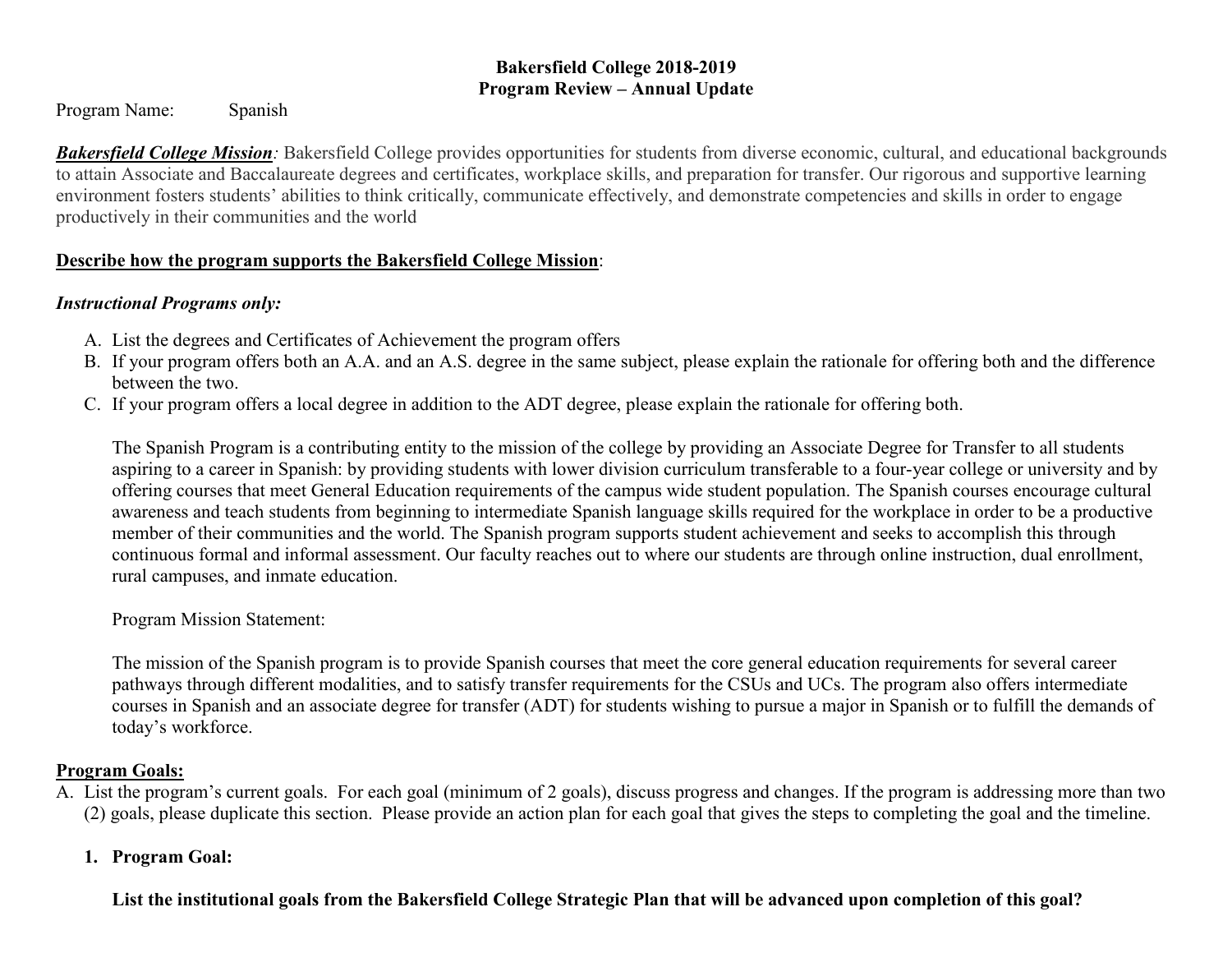**Bakersfield College 2018-2019**
**Program Review – Annual Update**

Program Name: Spanish

***Bakersfield College Mission****:* Bakersfield College provides opportunities for students from diverse economic, cultural, and educational backgrounds to attain Associate and Baccalaureate degrees and certificates, workplace skills, and preparation for transfer. Our rigorous and supportive learning environment fosters students' abilities to think critically, communicate effectively, and demonstrate competencies and skills in order to engage productively in their communities and the world

**Describe how the program supports the Bakersfield College Mission**:

***Instructional Programs only:***

A. List the degrees and Certificates of Achievement the program offers
B. If your program offers both an A.A. and an A.S. degree in the same subject, please explain the rationale for offering both and the difference between the two.
C. If your program offers a local degree in addition to the ADT degree, please explain the rationale for offering both.

The Spanish Program is a contributing entity to the mission of the college by providing an Associate Degree for Transfer to all students aspiring to a career in Spanish: by providing students with lower division curriculum transferable to a four-year college or university and by offering courses that meet General Education requirements of the campus wide student population. The Spanish courses encourage cultural awareness and teach students from beginning to intermediate Spanish language skills required for the workplace in order to be a productive member of their communities and the world. The Spanish program supports student achievement and seeks to accomplish this through continuous formal and informal assessment. Our faculty reaches out to where our students are through online instruction, dual enrollment, rural campuses, and inmate education.

Program Mission Statement:

The mission of the Spanish program is to provide Spanish courses that meet the core general education requirements for several career pathways through different modalities, and to satisfy transfer requirements for the CSUs and UCs. The program also offers intermediate courses in Spanish and an associate degree for transfer (ADT) for students wishing to pursue a major in Spanish or to fulfill the demands of today's workforce.

**Program Goals:**

A. List the program's current goals. For each goal (minimum of 2 goals), discuss progress and changes. If the program is addressing more than two (2) goals, please duplicate this section. Please provide an action plan for each goal that gives the steps to completing the goal and the timeline.

1. **Program Goal:**

   **List the institutional goals from the Bakersfield College Strategic Plan that will be advanced upon completion of this goal?**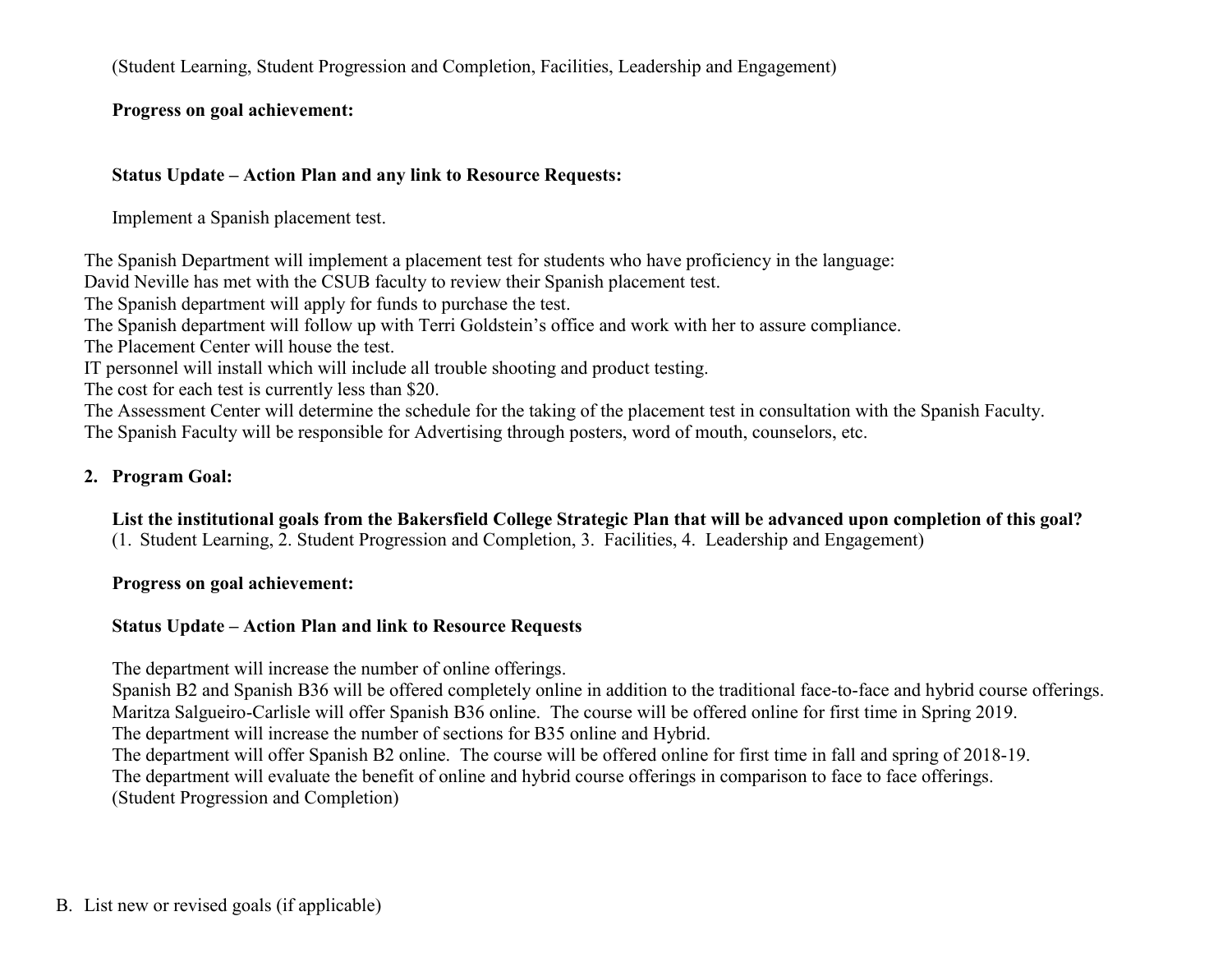(Student Learning, Student Progression and Completion, Facilities, Leadership and Engagement)

**Progress on goal achievement:**

**Status Update – Action Plan and any link to Resource Requests:**

Implement a Spanish placement test.

The Spanish Department will implement a placement test for students who have proficiency in the language:
David Neville has met with the CSUB faculty to review their Spanish placement test.
The Spanish department will apply for funds to purchase the test.
The Spanish department will follow up with Terri Goldstein's office and work with her to assure compliance.
The Placement Center will house the test.
IT personnel will install which will include all trouble shooting and product testing.
The cost for each test is currently less than $20.
The Assessment Center will determine the schedule for the taking of the placement test in consultation with the Spanish Faculty.
The Spanish Faculty will be responsible for Advertising through posters, word of mouth, counselors, etc.

2. **Program Goal:**

   **List the institutional goals from the Bakersfield College Strategic Plan that will be advanced upon completion of this goal?**
   (1. Student Learning, 2. Student Progression and Completion, 3. Facilities, 4. Leadership and Engagement)

   **Progress on goal achievement:**

   **Status Update – Action Plan and link to Resource Requests**

   The department will increase the number of online offerings.
   Spanish B2 and Spanish B36 will be offered completely online in addition to the traditional face-to-face and hybrid course offerings.
   Maritza Salgueiro-Carlisle will offer Spanish B36 online. The course will be offered online for first time in Spring 2019.
   The department will increase the number of sections for B35 online and Hybrid.
   The department will offer Spanish B2 online. The course will be offered online for first time in fall and spring of 2018-19.
   The department will evaluate the benefit of online and hybrid course offerings in comparison to face to face offerings.
   (Student Progression and Completion)

B. List new or revised goals (if applicable)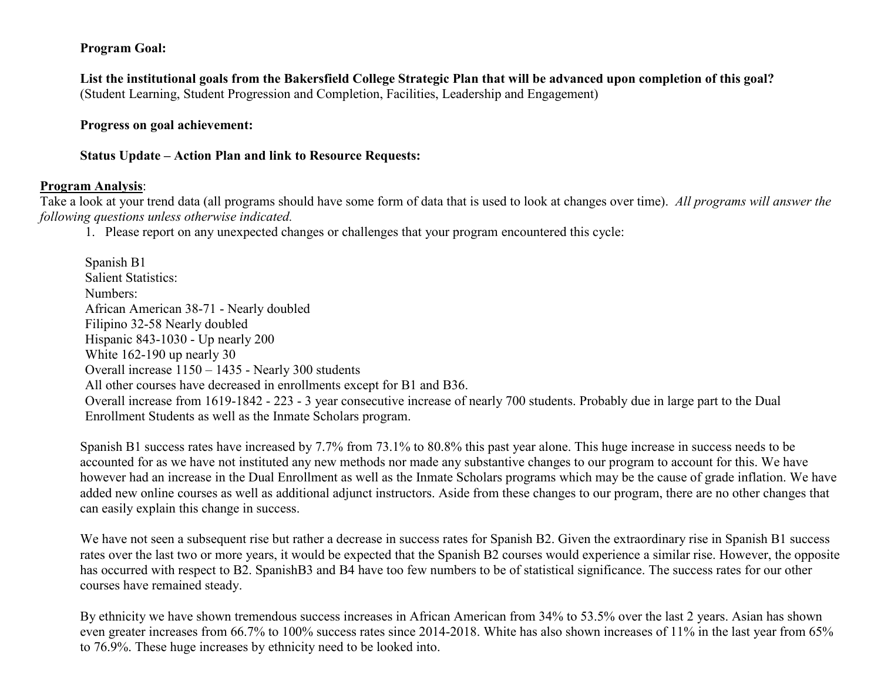**Program Goal:**

**List the institutional goals from the Bakersfield College Strategic Plan that will be advanced upon completion of this goal?**
(Student Learning, Student Progression and Completion, Facilities, Leadership and Engagement)

**Progress on goal achievement:**

**Status Update – Action Plan and link to Resource Requests:**

<u>**Program Analysis**</u>:
Take a look at your trend data (all programs should have some form of data that is used to look at changes over time). *All programs will answer the following questions unless otherwise indicated.*

1. Please report on any unexpected changes or challenges that your program encountered this cycle:

Spanish B1
Salient Statistics:
Numbers:
African American 38-71 - Nearly doubled
Filipino 32-58 Nearly doubled
Hispanic 843-1030 - Up nearly 200
White 162-190 up nearly 30
Overall increase 1150 – 1435 - Nearly 300 students
All other courses have decreased in enrollments except for B1 and B36.
Overall increase from 1619-1842 - 223 - 3 year consecutive increase of nearly 700 students. Probably due in large part to the Dual Enrollment Students as well as the Inmate Scholars program.

Spanish B1 success rates have increased by 7.7% from 73.1% to 80.8% this past year alone. This huge increase in success needs to be accounted for as we have not instituted any new methods nor made any substantive changes to our program to account for this. We have however had an increase in the Dual Enrollment as well as the Inmate Scholars programs which may be the cause of grade inflation. We have added new online courses as well as additional adjunct instructors. Aside from these changes to our program, there are no other changes that can easily explain this change in success.

We have not seen a subsequent rise but rather a decrease in success rates for Spanish B2. Given the extraordinary rise in Spanish B1 success rates over the last two or more years, it would be expected that the Spanish B2 courses would experience a similar rise. However, the opposite has occurred with respect to B2. SpanishB3 and B4 have too few numbers to be of statistical significance. The success rates for our other courses have remained steady.

By ethnicity we have shown tremendous success increases in African American from 34% to 53.5% over the last 2 years. Asian has shown even greater increases from 66.7% to 100% success rates since 2014-2018. White has also shown increases of 11% in the last year from 65% to 76.9%. These huge increases by ethnicity need to be looked into.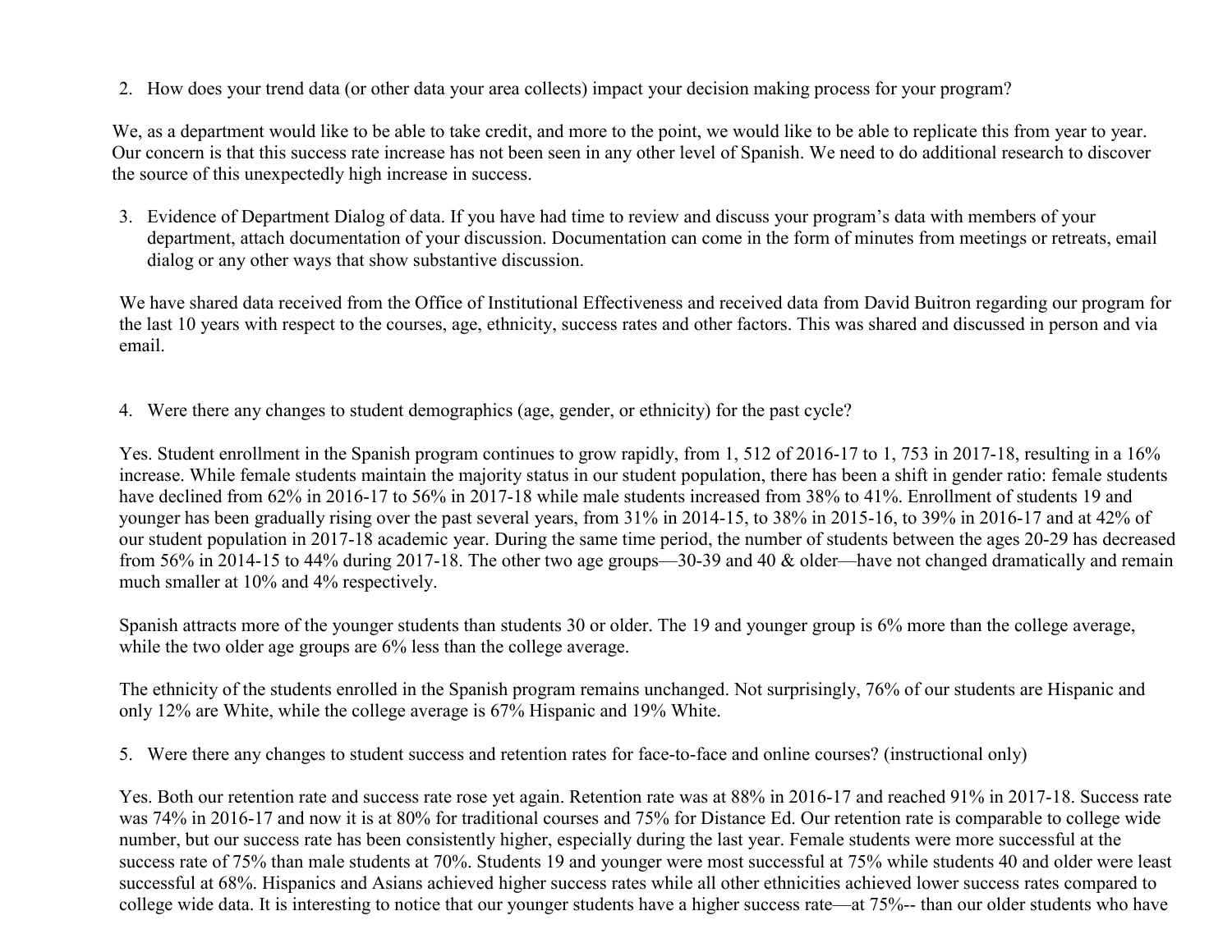2. How does your trend data (or other data your area collects) impact your decision making process for your program?

We, as a department would like to be able to take credit, and more to the point, we would like to be able to replicate this from year to year. Our concern is that this success rate increase has not been seen in any other level of Spanish. We need to do additional research to discover the source of this unexpectedly high increase in success.

3. Evidence of Department Dialog of data. If you have had time to review and discuss your program's data with members of your department, attach documentation of your discussion. Documentation can come in the form of minutes from meetings or retreats, email dialog or any other ways that show substantive discussion.

We have shared data received from the Office of Institutional Effectiveness and received data from David Buitron regarding our program for the last 10 years with respect to the courses, age, ethnicity, success rates and other factors. This was shared and discussed in person and via email.

4. Were there any changes to student demographics (age, gender, or ethnicity) for the past cycle?

Yes. Student enrollment in the Spanish program continues to grow rapidly, from 1, 512 of 2016-17 to 1, 753 in 2017-18, resulting in a 16% increase. While female students maintain the majority status in our student population, there has been a shift in gender ratio: female students have declined from 62% in 2016-17 to 56% in 2017-18 while male students increased from 38% to 41%. Enrollment of students 19 and younger has been gradually rising over the past several years, from 31% in 2014-15, to 38% in 2015-16, to 39% in 2016-17 and at 42% of our student population in 2017-18 academic year. During the same time period, the number of students between the ages 20-29 has decreased from 56% in 2014-15 to 44% during 2017-18. The other two age groups—30-39 and 40 & older—have not changed dramatically and remain much smaller at 10% and 4% respectively.

Spanish attracts more of the younger students than students 30 or older. The 19 and younger group is 6% more than the college average, while the two older age groups are 6% less than the college average.

The ethnicity of the students enrolled in the Spanish program remains unchanged. Not surprisingly, 76% of our students are Hispanic and only 12% are White, while the college average is 67% Hispanic and 19% White.

5. Were there any changes to student success and retention rates for face-to-face and online courses? (instructional only)

Yes. Both our retention rate and success rate rose yet again. Retention rate was at 88% in 2016-17 and reached 91% in 2017-18. Success rate was 74% in 2016-17 and now it is at 80% for traditional courses and 75% for Distance Ed. Our retention rate is comparable to college wide number, but our success rate has been consistently higher, especially during the last year. Female students were more successful at the success rate of 75% than male students at 70%. Students 19 and younger were most successful at 75% while students 40 and older were least successful at 68%. Hispanics and Asians achieved higher success rates while all other ethnicities achieved lower success rates compared to college wide data. It is interesting to notice that our younger students have a higher success rate—at 75%-- than our older students who have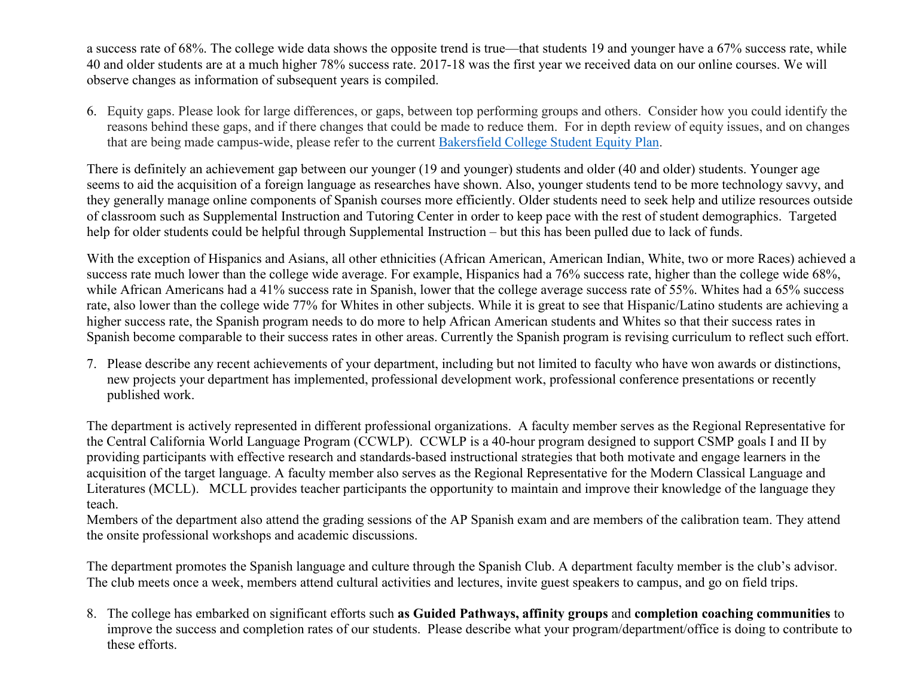a success rate of 68%. The college wide data shows the opposite trend is true—that students 19 and younger have a 67% success rate, while 40 and older students are at a much higher 78% success rate. 2017-18 was the first year we received data on our online courses. We will observe changes as information of subsequent years is compiled.

6. Equity gaps. Please look for large differences, or gaps, between top performing groups and others. Consider how you could identify the reasons behind these gaps, and if there changes that could be made to reduce them. For in depth review of equity issues, and on changes that are being made campus-wide, please refer to the current [Bakersfield College Student Equity Plan](Bakersfield College Student Equity Plan).

There is definitely an achievement gap between our younger (19 and younger) students and older (40 and older) students. Younger age seems to aid the acquisition of a foreign language as researches have shown. Also, younger students tend to be more technology savvy, and they generally manage online components of Spanish courses more efficiently. Older students need to seek help and utilize resources outside of classroom such as Supplemental Instruction and Tutoring Center in order to keep pace with the rest of student demographics. Targeted help for older students could be helpful through Supplemental Instruction – but this has been pulled due to lack of funds.

With the exception of Hispanics and Asians, all other ethnicities (African American, American Indian, White, two or more Races) achieved a success rate much lower than the college wide average. For example, Hispanics had a 76% success rate, higher than the college wide 68%, while African Americans had a 41% success rate in Spanish, lower that the college average success rate of 55%. Whites had a 65% success rate, also lower than the college wide 77% for Whites in other subjects. While it is great to see that Hispanic/Latino students are achieving a higher success rate, the Spanish program needs to do more to help African American students and Whites so that their success rates in Spanish become comparable to their success rates in other areas. Currently the Spanish program is revising curriculum to reflect such effort.

7. Please describe any recent achievements of your department, including but not limited to faculty who have won awards or distinctions, new projects your department has implemented, professional development work, professional conference presentations or recently published work.

The department is actively represented in different professional organizations. A faculty member serves as the Regional Representative for the Central California World Language Program (CCWLP). CCWLP is a 40-hour program designed to support CSMP goals I and II by providing participants with effective research and standards-based instructional strategies that both motivate and engage learners in the acquisition of the target language. A faculty member also serves as the Regional Representative for the Modern Classical Language and Literatures (MCLL). MCLL provides teacher participants the opportunity to maintain and improve their knowledge of the language they teach.
Members of the department also attend the grading sessions of the AP Spanish exam and are members of the calibration team. They attend the onsite professional workshops and academic discussions.

The department promotes the Spanish language and culture through the Spanish Club. A department faculty member is the club's advisor. The club meets once a week, members attend cultural activities and lectures, invite guest speakers to campus, and go on field trips.

8. The college has embarked on significant efforts such **as Guided Pathways, affinity groups** and **completion coaching communities** to improve the success and completion rates of our students. Please describe what your program/department/office is doing to contribute to these efforts.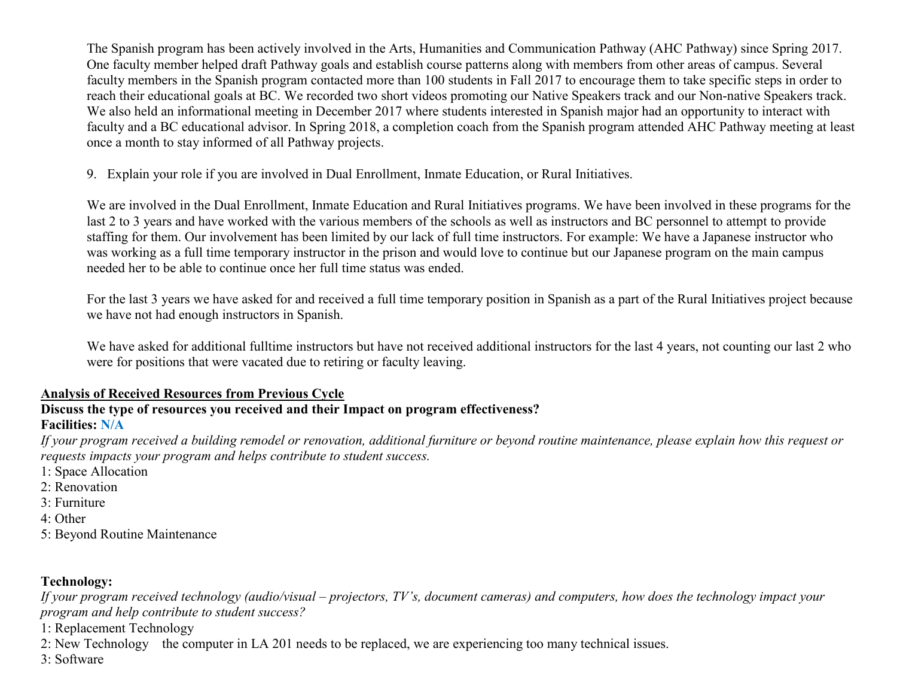The Spanish program has been actively involved in the Arts, Humanities and Communication Pathway (AHC Pathway) since Spring 2017. One faculty member helped draft Pathway goals and establish course patterns along with members from other areas of campus. Several faculty members in the Spanish program contacted more than 100 students in Fall 2017 to encourage them to take specific steps in order to reach their educational goals at BC. We recorded two short videos promoting our Native Speakers track and our Non-native Speakers track. We also held an informational meeting in December 2017 where students interested in Spanish major had an opportunity to interact with faculty and a BC educational advisor. In Spring 2018, a completion coach from the Spanish program attended AHC Pathway meeting at least once a month to stay informed of all Pathway projects.

9. Explain your role if you are involved in Dual Enrollment, Inmate Education, or Rural Initiatives.

We are involved in the Dual Enrollment, Inmate Education and Rural Initiatives programs. We have been involved in these programs for the last 2 to 3 years and have worked with the various members of the schools as well as instructors and BC personnel to attempt to provide staffing for them. Our involvement has been limited by our lack of full time instructors. For example: We have a Japanese instructor who was working as a full time temporary instructor in the prison and would love to continue but our Japanese program on the main campus needed her to be able to continue once her full time status was ended.

For the last 3 years we have asked for and received a full time temporary position in Spanish as a part of the Rural Initiatives project because we have not had enough instructors in Spanish.

We have asked for additional fulltime instructors but have not received additional instructors for the last 4 years, not counting our last 2 who were for positions that were vacated due to retiring or faculty leaving.

## Analysis of Received Resources from Previous Cycle

**Discuss the type of resources you received and their Impact on program effectiveness?**

**Facilities: N/A**

*If your program received a building remodel or renovation, additional furniture or beyond routine maintenance, please explain how this request or requests impacts your program and helps contribute to student success.*

1: Space Allocation
2: Renovation
3: Furniture
4: Other
5: Beyond Routine Maintenance

**Technology:**

*If your program received technology (audio/visual – projectors, TV's, document cameras) and computers, how does the technology impact your program and help contribute to student success?*

1: Replacement Technology
2: New Technology    the computer in LA 201 needs to be replaced, we are experiencing too many technical issues.
3: Software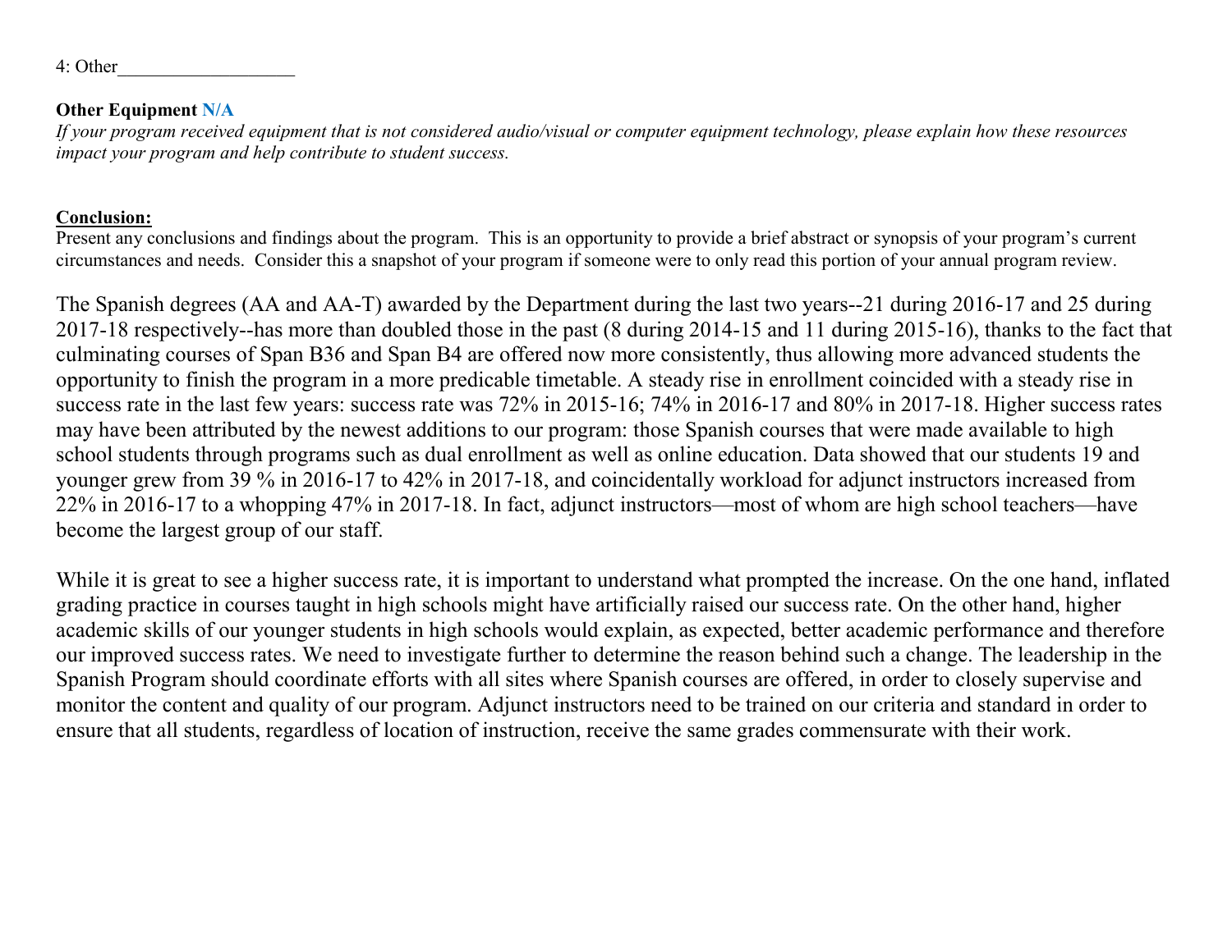4: Other___________________

**Other Equipment** N/A

*If your program received equipment that is not considered audio/visual or computer equipment technology, please explain how these resources impact your program and help contribute to student success.*

**Conclusion:**

Present any conclusions and findings about the program. This is an opportunity to provide a brief abstract or synopsis of your program's current circumstances and needs. Consider this a snapshot of your program if someone were to only read this portion of your annual program review.

The Spanish degrees (AA and AA-T) awarded by the Department during the last two years--21 during 2016-17 and 25 during 2017-18 respectively--has more than doubled those in the past (8 during 2014-15 and 11 during 2015-16), thanks to the fact that culminating courses of Span B36 and Span B4 are offered now more consistently, thus allowing more advanced students the opportunity to finish the program in a more predicable timetable. A steady rise in enrollment coincided with a steady rise in success rate in the last few years: success rate was 72% in 2015-16; 74% in 2016-17 and 80% in 2017-18. Higher success rates may have been attributed by the newest additions to our program: those Spanish courses that were made available to high school students through programs such as dual enrollment as well as online education. Data showed that our students 19 and younger grew from 39 % in 2016-17 to 42% in 2017-18, and coincidentally workload for adjunct instructors increased from 22% in 2016-17 to a whopping 47% in 2017-18. In fact, adjunct instructors—most of whom are high school teachers—have become the largest group of our staff.

While it is great to see a higher success rate, it is important to understand what prompted the increase. On the one hand, inflated grading practice in courses taught in high schools might have artificially raised our success rate. On the other hand, higher academic skills of our younger students in high schools would explain, as expected, better academic performance and therefore our improved success rates. We need to investigate further to determine the reason behind such a change. The leadership in the Spanish Program should coordinate efforts with all sites where Spanish courses are offered, in order to closely supervise and monitor the content and quality of our program. Adjunct instructors need to be trained on our criteria and standard in order to ensure that all students, regardless of location of instruction, receive the same grades commensurate with their work.